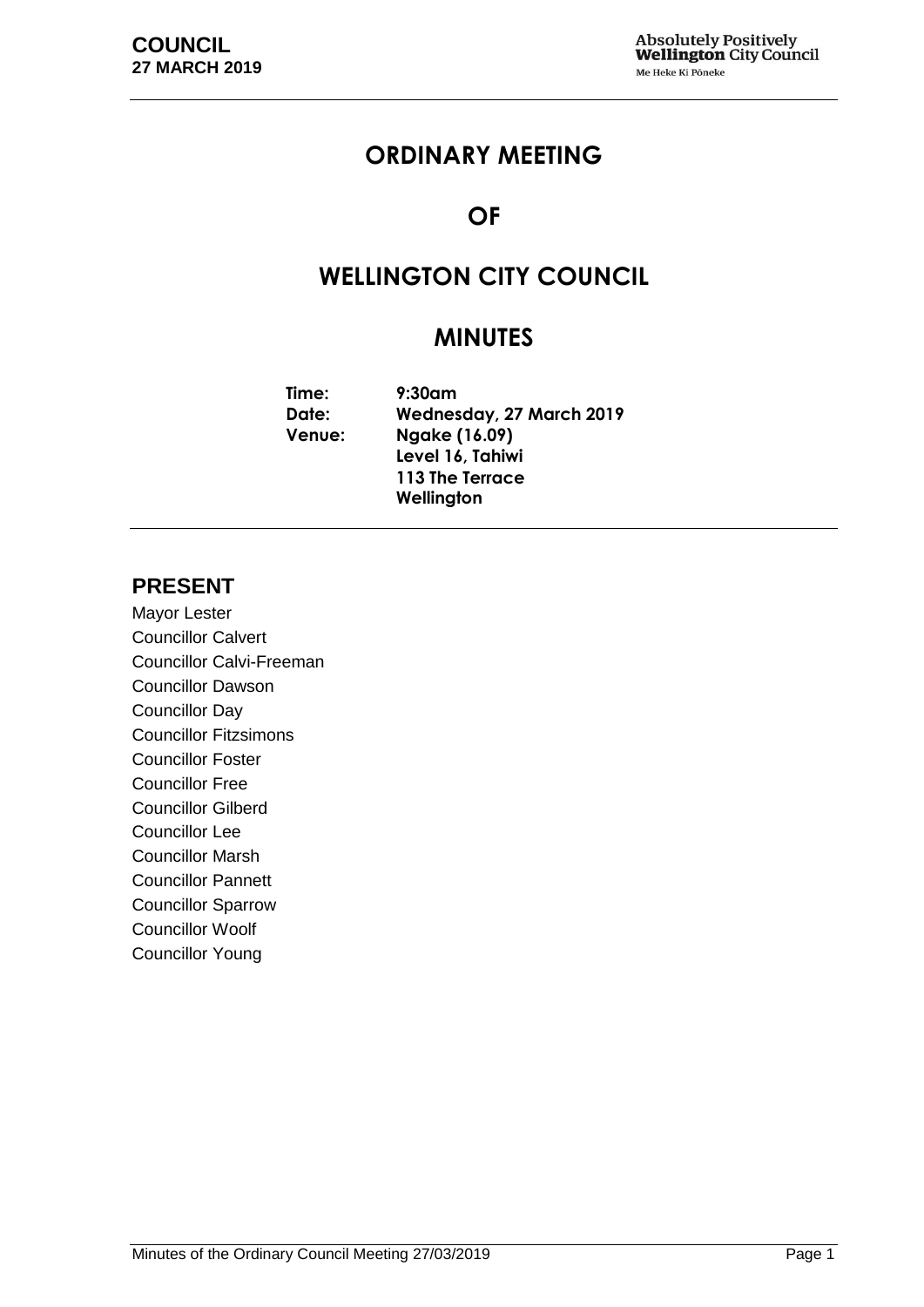# ORDINARY MEETING

# OF

# WELLINGTON CITY COUNCIL

# MINUTES

**Time:** 9:30am
**Date:** Wednesday, 27 March 2019
**Venue:** Ngake (16.09)
Level 16, Tahiwi
113 The Terrace
Wellington

## PRESENT

Mayor Lester
Councillor Calvert
Councillor Calvi-Freeman
Councillor Dawson
Councillor Day
Councillor Fitzsimons
Councillor Foster
Councillor Free
Councillor Gilberd
Councillor Lee
Councillor Marsh
Councillor Pannett
Councillor Sparrow
Councillor Woolf
Councillor Young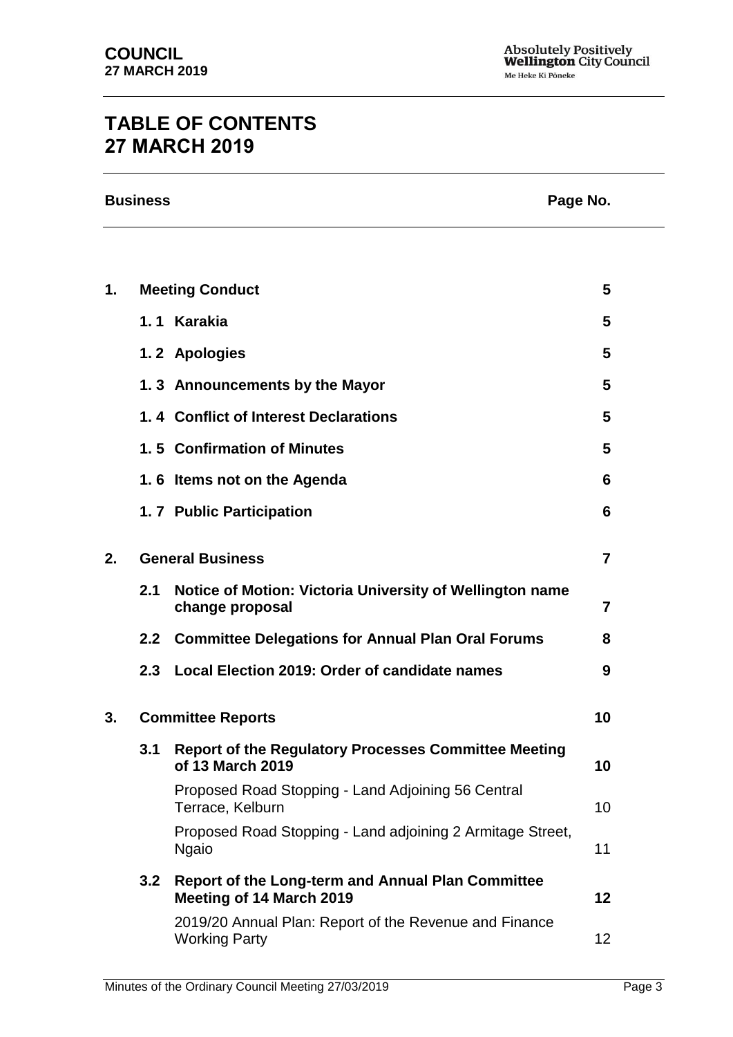# TABLE OF CONTENTS
# 27 MARCH 2019

| Business | | | Page No. |
|---|---|---|---|
| **1.** | **Meeting Conduct** | | **5** |
| | **1. 1** | **Karakia** | **5** |
| | **1. 2** | **Apologies** | **5** |
| | **1. 3** | **Announcements by the Mayor** | **5** |
| | **1. 4** | **Conflict of Interest Declarations** | **5** |
| | **1. 5** | **Confirmation of Minutes** | **5** |
| | **1. 6** | **Items not on the Agenda** | **6** |
| | **1. 7** | **Public Participation** | **6** |
| **2.** | **General Business** | | **7** |
| | **2.1** | **Notice of Motion: Victoria University of Wellington name change proposal** | **7** |
| | **2.2** | **Committee Delegations for Annual Plan Oral Forums** | **8** |
| | **2.3** | **Local Election 2019: Order of candidate names** | **9** |
| **3.** | **Committee Reports** | | **10** |
| | **3.1** | **Report of the Regulatory Processes Committee Meeting of 13 March 2019** | **10** |
| | | Proposed Road Stopping - Land Adjoining 56 Central Terrace, Kelburn | 10 |
| | | Proposed Road Stopping - Land adjoining 2 Armitage Street, Ngaio | 11 |
| | **3.2** | **Report of the Long-term and Annual Plan Committee Meeting of 14 March 2019** | **12** |
| | | 2019/20 Annual Plan: Report of the Revenue and Finance Working Party | 12 |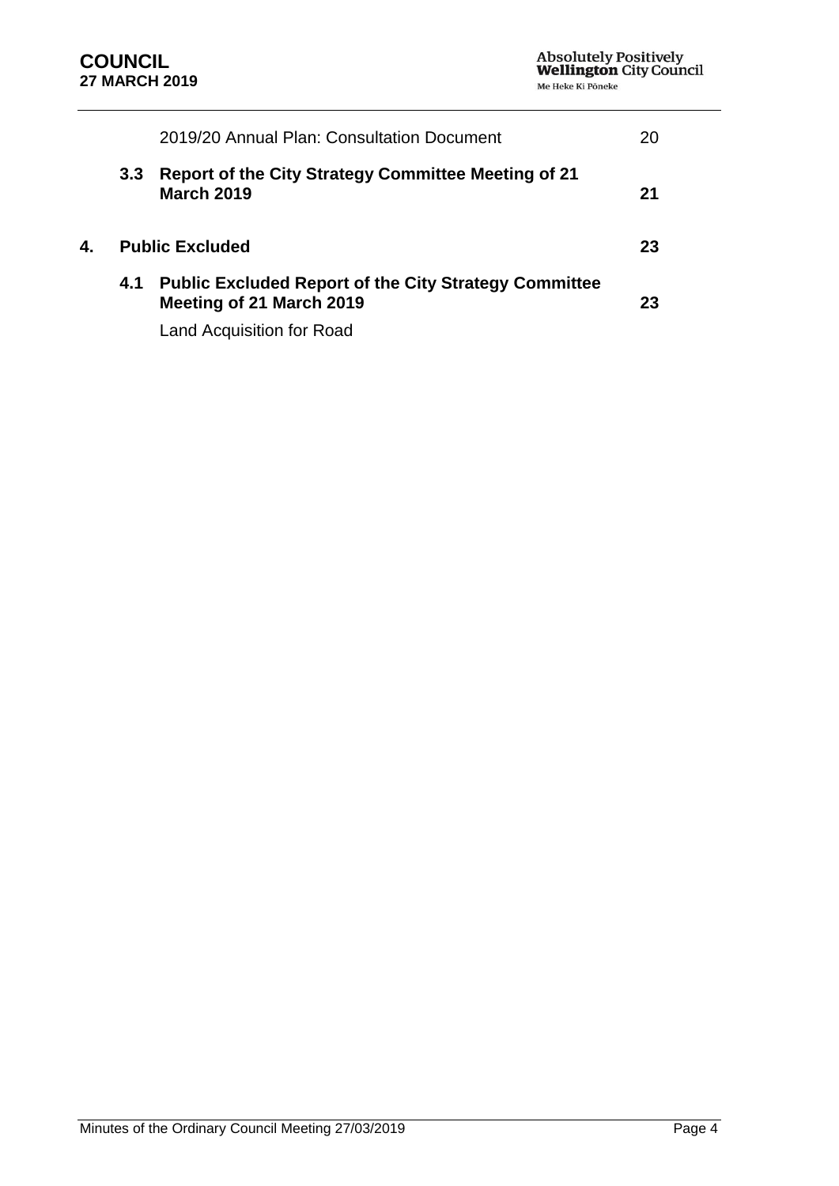| | | | |
|---|---|---|---|
| | | 2019/20 Annual Plan: Consultation Document | 20 |
| | **3.3** | **Report of the City Strategy Committee Meeting of 21 March 2019** | **21** |
| **4.** | **Public Excluded** | | **23** |
| | **4.1** | **Public Excluded Report of the City Strategy Committee Meeting of 21 March 2019** | **23** |
| | | Land Acquisition for Road | |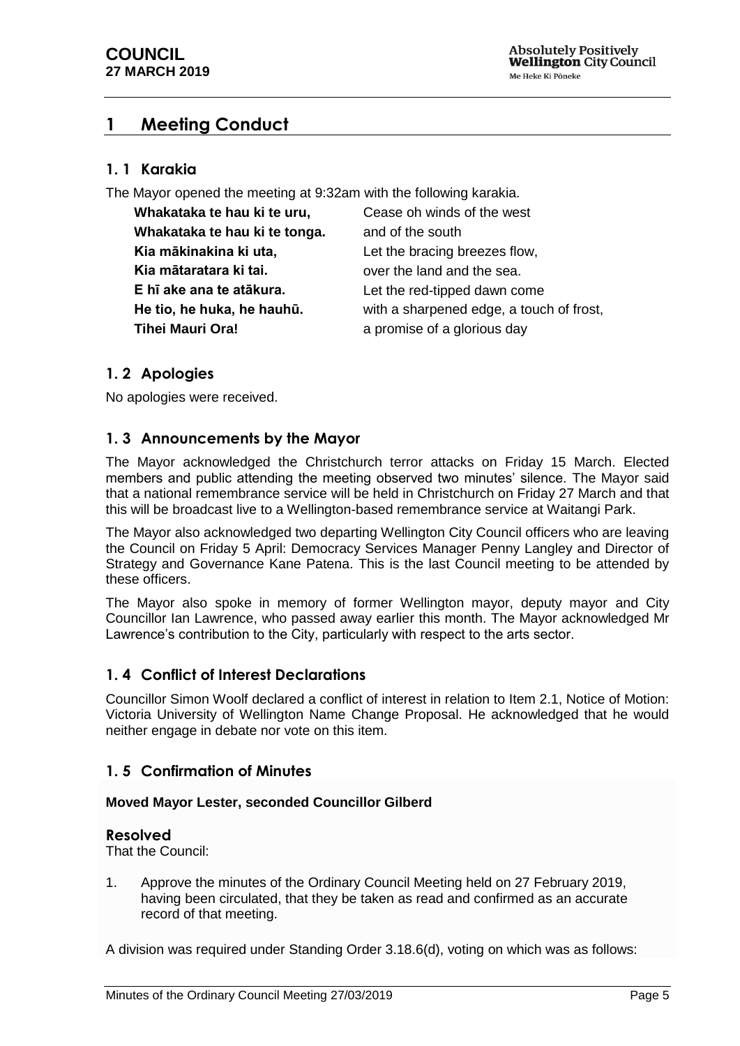# 1 Meeting Conduct

## 1. 1 Karakia

The Mayor opened the meeting at 9:32am with the following karakia.

| | |
|---|---|
| **Whakataka te hau ki te uru,** | Cease oh winds of the west |
| **Whakataka te hau ki te tonga.** | and of the south |
| **Kia mākinakina ki uta,** | Let the bracing breezes flow, |
| **Kia mātaratara ki tai.** | over the land and the sea. |
| **E hī ake ana te atākura.** | Let the red-tipped dawn come |
| **He tio, he huka, he hauhū.** | with a sharpened edge, a touch of frost, |
| **Tihei Mauri Ora!** | a promise of a glorious day |

## 1. 2 Apologies

No apologies were received.

## 1. 3 Announcements by the Mayor

The Mayor acknowledged the Christchurch terror attacks on Friday 15 March. Elected members and public attending the meeting observed two minutes' silence. The Mayor said that a national remembrance service will be held in Christchurch on Friday 27 March and that this will be broadcast live to a Wellington-based remembrance service at Waitangi Park.

The Mayor also acknowledged two departing Wellington City Council officers who are leaving the Council on Friday 5 April: Democracy Services Manager Penny Langley and Director of Strategy and Governance Kane Patena. This is the last Council meeting to be attended by these officers.

The Mayor also spoke in memory of former Wellington mayor, deputy mayor and City Councillor Ian Lawrence, who passed away earlier this month. The Mayor acknowledged Mr Lawrence's contribution to the City, particularly with respect to the arts sector.

## 1. 4 Conflict of Interest Declarations

Councillor Simon Woolf declared a conflict of interest in relation to Item 2.1, Notice of Motion: Victoria University of Wellington Name Change Proposal. He acknowledged that he would neither engage in debate nor vote on this item.

## 1. 5 Confirmation of Minutes

**Moved Mayor Lester, seconded Councillor Gilberd**

### Resolved

That the Council:

1. Approve the minutes of the Ordinary Council Meeting held on 27 February 2019, having been circulated, that they be taken as read and confirmed as an accurate record of that meeting.

A division was required under Standing Order 3.18.6(d), voting on which was as follows: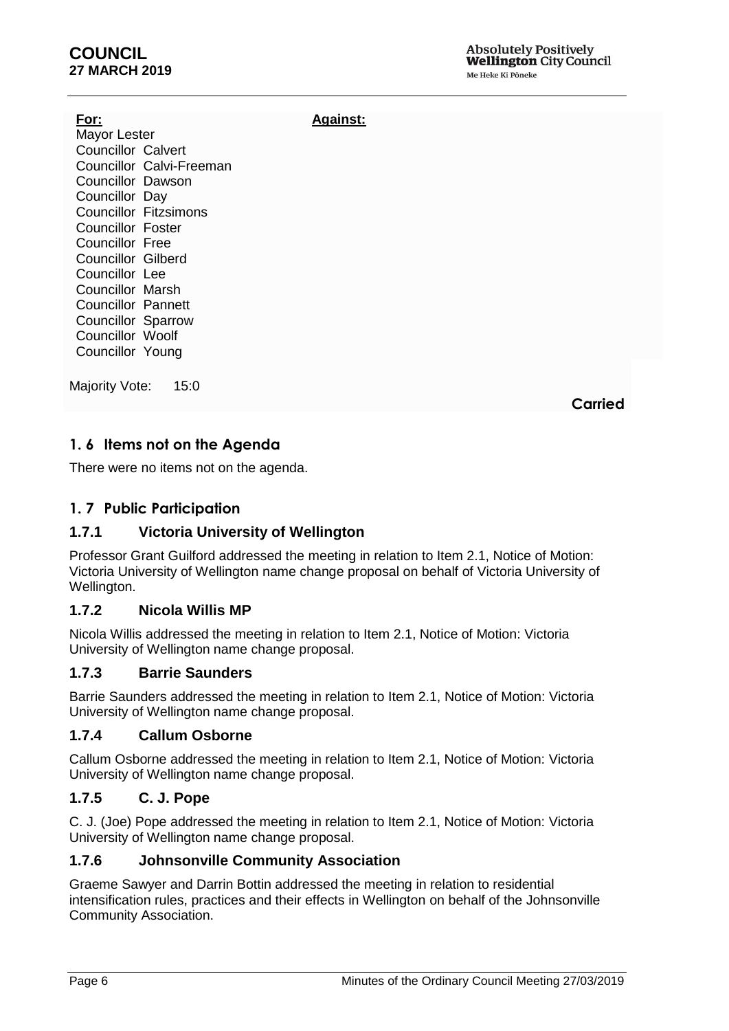| For: | Against: |
| --- | --- |
| Mayor Lester | |
| Councillor Calvert | |
| Councillor Calvi-Freeman | |
| Councillor Dawson | |
| Councillor Day | |
| Councillor Fitzsimons | |
| Councillor Foster | |
| Councillor Free | |
| Councillor Gilberd | |
| Councillor Lee | |
| Councillor Marsh | |
| Councillor Pannett | |
| Councillor Sparrow | |
| Councillor Woolf | |
| Councillor Young | |

Majority Vote: 15:0

**Carried**

## 1. 6 Items not on the Agenda

There were no items not on the agenda.

## 1. 7 Public Participation

### 1.7.1 Victoria University of Wellington

Professor Grant Guilford addressed the meeting in relation to Item 2.1, Notice of Motion: Victoria University of Wellington name change proposal on behalf of Victoria University of Wellington.

### 1.7.2 Nicola Willis MP

Nicola Willis addressed the meeting in relation to Item 2.1, Notice of Motion: Victoria University of Wellington name change proposal.

### 1.7.3 Barrie Saunders

Barrie Saunders addressed the meeting in relation to Item 2.1, Notice of Motion: Victoria University of Wellington name change proposal.

### 1.7.4 Callum Osborne

Callum Osborne addressed the meeting in relation to Item 2.1, Notice of Motion: Victoria University of Wellington name change proposal.

### 1.7.5 C. J. Pope

C. J. (Joe) Pope addressed the meeting in relation to Item 2.1, Notice of Motion: Victoria University of Wellington name change proposal.

### 1.7.6 Johnsonville Community Association

Graeme Sawyer and Darrin Bottin addressed the meeting in relation to residential intensification rules, practices and their effects in Wellington on behalf of the Johnsonville Community Association.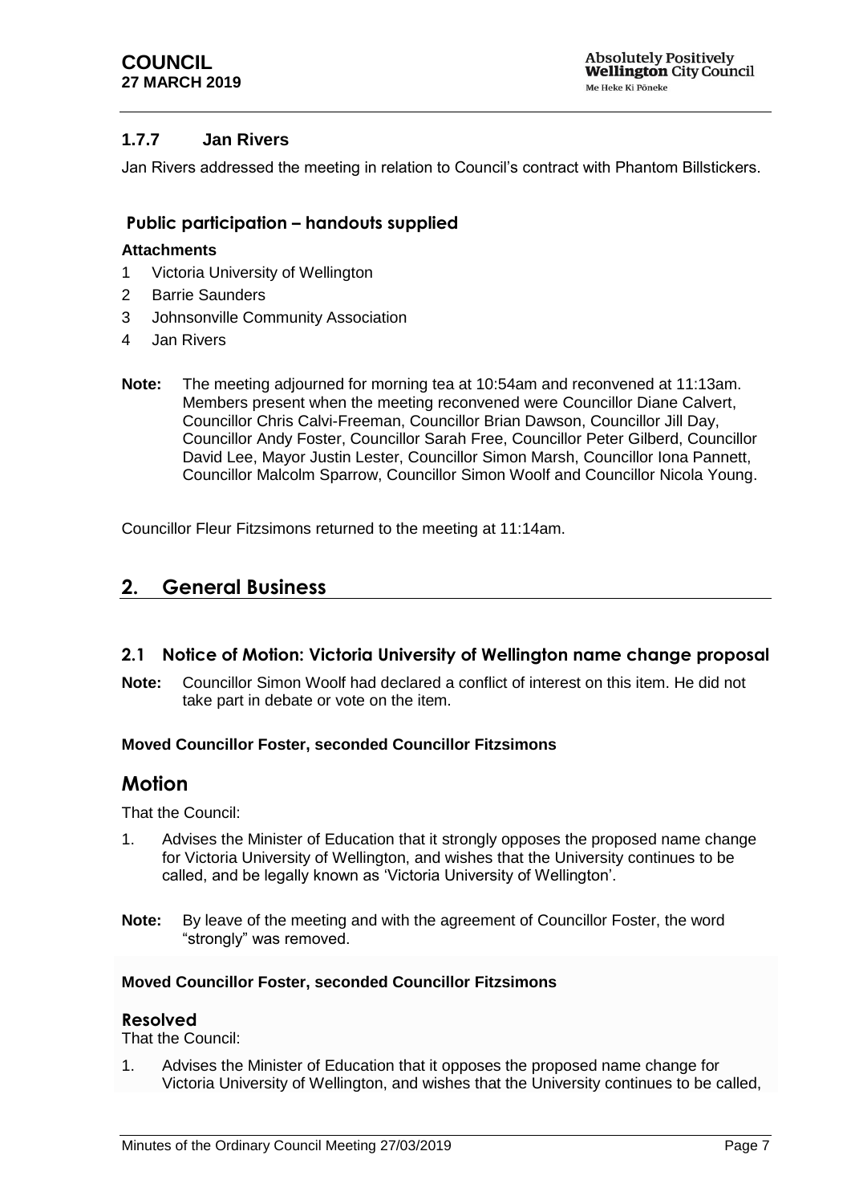### 1.7.7 Jan Rivers

Jan Rivers addressed the meeting in relation to Council's contract with Phantom Billstickers.

#### Public participation – handouts supplied

**Attachments**

1. Victoria University of Wellington
2. Barrie Saunders
3. Johnsonville Community Association
4. Jan Rivers

**Note:** The meeting adjourned for morning tea at 10:54am and reconvened at 11:13am. Members present when the meeting reconvened were Councillor Diane Calvert, Councillor Chris Calvi-Freeman, Councillor Brian Dawson, Councillor Jill Day, Councillor Andy Foster, Councillor Sarah Free, Councillor Peter Gilberd, Councillor David Lee, Mayor Justin Lester, Councillor Simon Marsh, Councillor Iona Pannett, Councillor Malcolm Sparrow, Councillor Simon Woolf and Councillor Nicola Young.

Councillor Fleur Fitzsimons returned to the meeting at 11:14am.

## 2. General Business

### 2.1 Notice of Motion: Victoria University of Wellington name change proposal

**Note:** Councillor Simon Woolf had declared a conflict of interest on this item. He did not take part in debate or vote on the item.

**Moved Councillor Foster, seconded Councillor Fitzsimons**

## Motion

That the Council:

1. Advises the Minister of Education that it strongly opposes the proposed name change for Victoria University of Wellington, and wishes that the University continues to be called, and be legally known as 'Victoria University of Wellington'.

**Note:** By leave of the meeting and with the agreement of Councillor Foster, the word "strongly" was removed.

**Moved Councillor Foster, seconded Councillor Fitzsimons**

#### Resolved

That the Council:

1. Advises the Minister of Education that it opposes the proposed name change for Victoria University of Wellington, and wishes that the University continues to be called,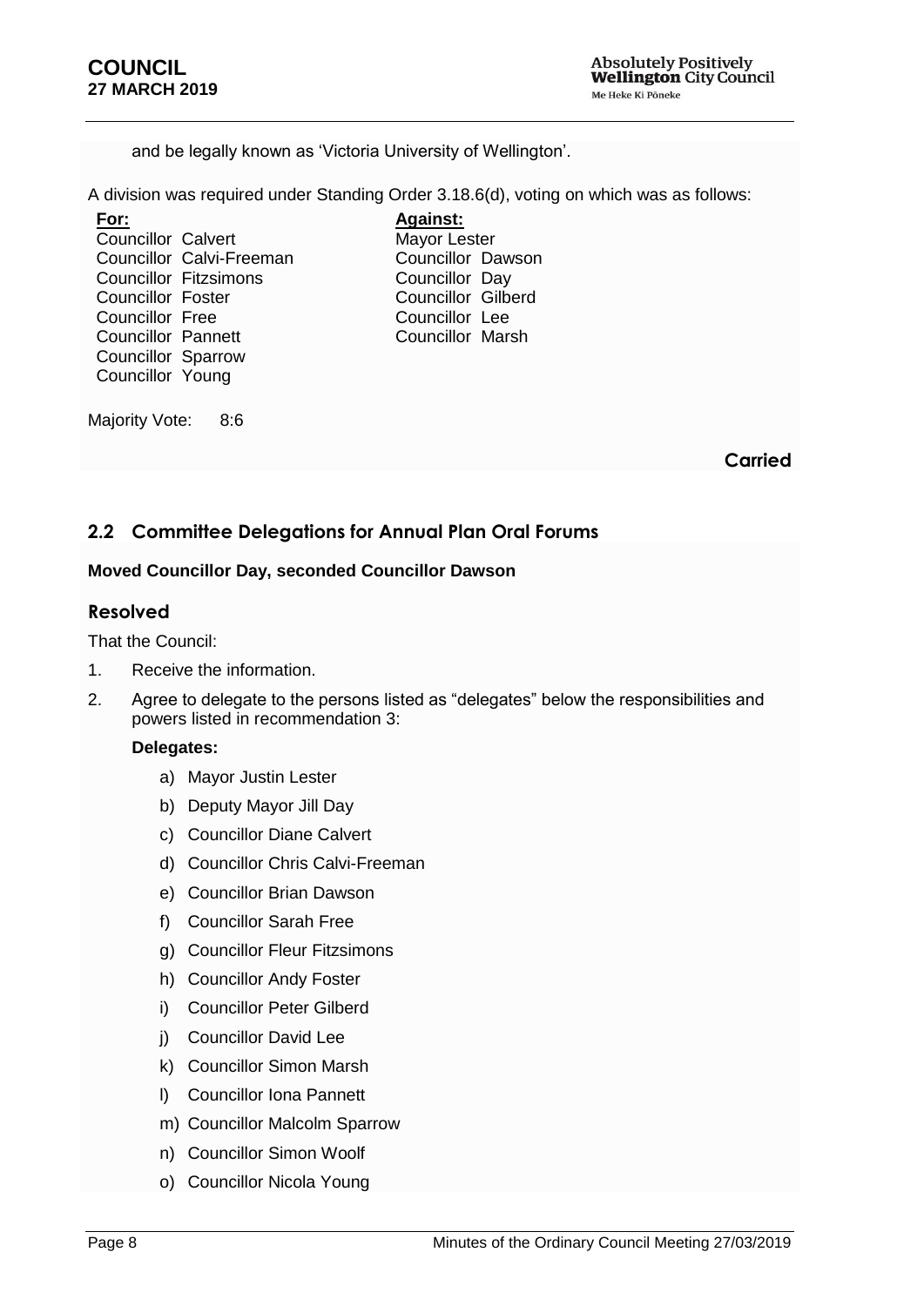and be legally known as 'Victoria University of Wellington'.

A division was required under Standing Order 3.18.6(d), voting on which was as follows:

| **For:** | **Against:** |
|---|---|
| Councillor Calvert | Mayor Lester |
| Councillor Calvi-Freeman | Councillor Dawson |
| Councillor Fitzsimons | Councillor Day |
| Councillor Foster | Councillor Gilberd |
| Councillor Free | Councillor Lee |
| Councillor Pannett | Councillor Marsh |
| Councillor Sparrow | |
| Councillor Young | |

Majority Vote: 8:6

**Carried**

## 2.2 Committee Delegations for Annual Plan Oral Forums

**Moved Councillor Day, seconded Councillor Dawson**

### Resolved

That the Council:

1. Receive the information.
2. Agree to delegate to the persons listed as "delegates" below the responsibilities and powers listed in recommendation 3:

   **Delegates:**

   a) Mayor Justin Lester
   b) Deputy Mayor Jill Day
   c) Councillor Diane Calvert
   d) Councillor Chris Calvi-Freeman
   e) Councillor Brian Dawson
   f) Councillor Sarah Free
   g) Councillor Fleur Fitzsimons
   h) Councillor Andy Foster
   i) Councillor Peter Gilberd
   j) Councillor David Lee
   k) Councillor Simon Marsh
   l) Councillor Iona Pannett
   m) Councillor Malcolm Sparrow
   n) Councillor Simon Woolf
   o) Councillor Nicola Young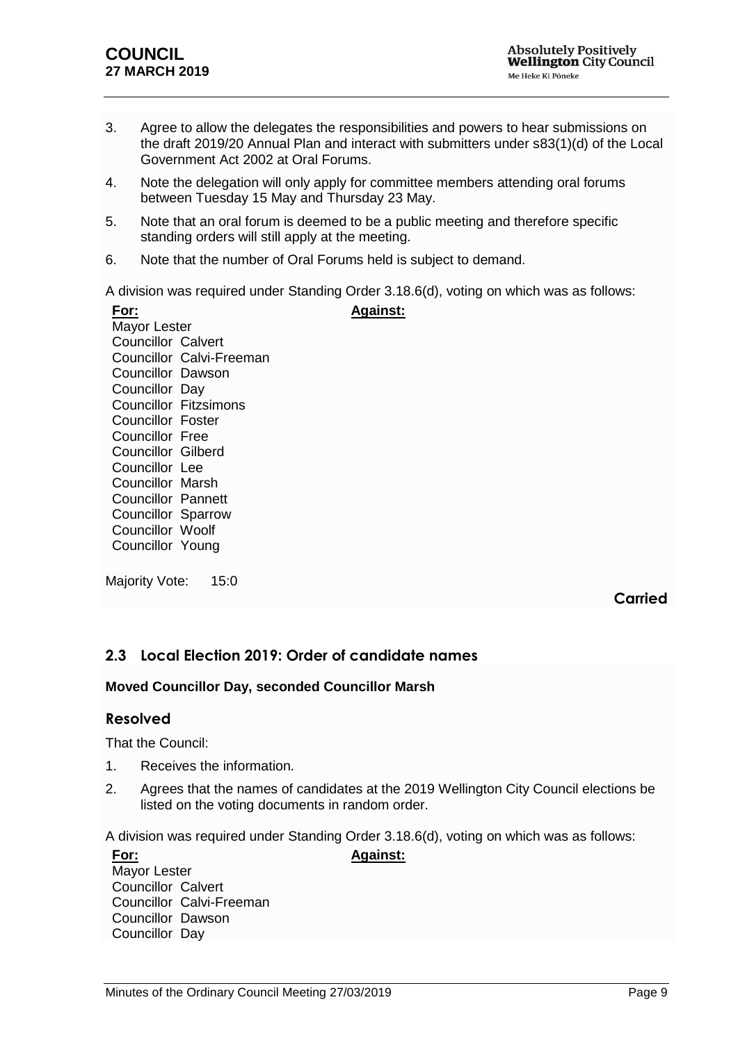3. Agree to allow the delegates the responsibilities and powers to hear submissions on the draft 2019/20 Annual Plan and interact with submitters under s83(1)(d) of the Local Government Act 2002 at Oral Forums.
4. Note the delegation will only apply for committee members attending oral forums between Tuesday 15 May and Thursday 23 May.
5. Note that an oral forum is deemed to be a public meeting and therefore specific standing orders will still apply at the meeting.
6. Note that the number of Oral Forums held is subject to demand.

A division was required under Standing Order 3.18.6(d), voting on which was as follows:

| **For:** | **Against:** |
|---|---|
| Mayor Lester | |
| Councillor Calvert | |
| Councillor Calvi-Freeman | |
| Councillor Dawson | |
| Councillor Day | |
| Councillor Fitzsimons | |
| Councillor Foster | |
| Councillor Free | |
| Councillor Gilberd | |
| Councillor Lee | |
| Councillor Marsh | |
| Councillor Pannett | |
| Councillor Sparrow | |
| Councillor Woolf | |
| Councillor Young | |

Majority Vote: 15:0

**Carried**

## 2.3 Local Election 2019: Order of candidate names

**Moved Councillor Day, seconded Councillor Marsh**

### Resolved

That the Council:

1. Receives the information.
2. Agrees that the names of candidates at the 2019 Wellington City Council elections be listed on the voting documents in random order.

A division was required under Standing Order 3.18.6(d), voting on which was as follows:

| **For:** | **Against:** |
|---|---|
| Mayor Lester | |
| Councillor Calvert | |
| Councillor Calvi-Freeman | |
| Councillor Dawson | |
| Councillor Day | |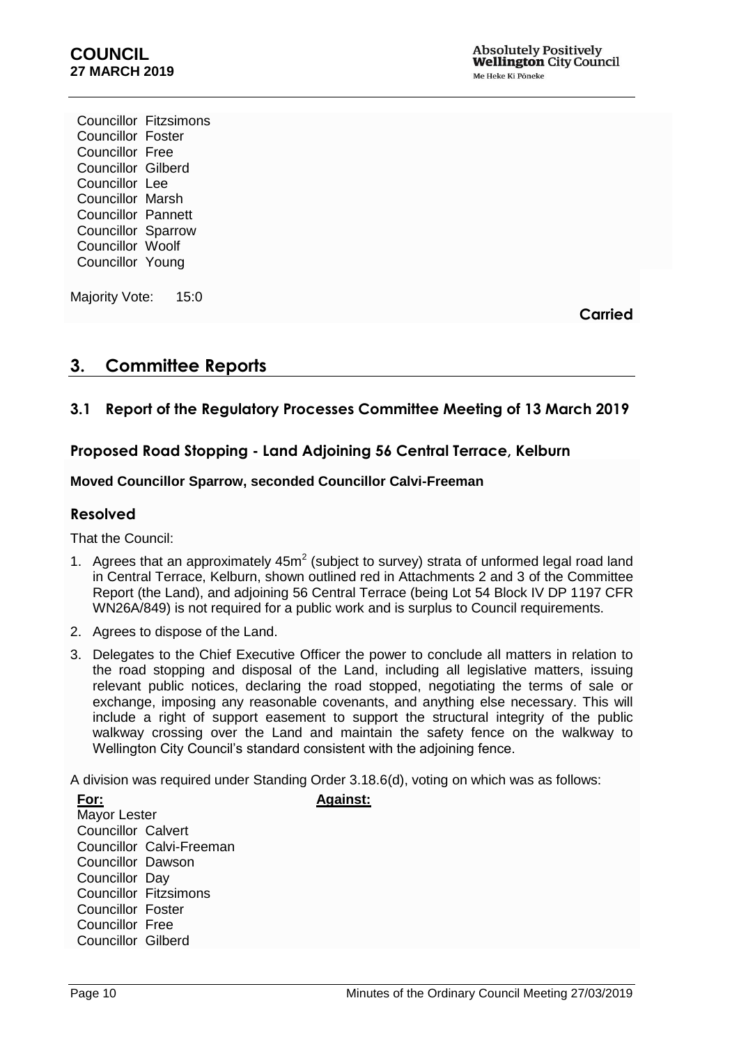Councillor Fitzsimons
Councillor Foster
Councillor Free
Councillor Gilberd
Councillor Lee
Councillor Marsh
Councillor Pannett
Councillor Sparrow
Councillor Woolf
Councillor Young

Majority Vote: 15:0

**Carried**

# 3. Committee Reports

## 3.1 Report of the Regulatory Processes Committee Meeting of 13 March 2019

### Proposed Road Stopping - Land Adjoining 56 Central Terrace, Kelburn

**Moved Councillor Sparrow, seconded Councillor Calvi-Freeman**

### Resolved

That the Council:

1. Agrees that an approximately 45m$^2$ (subject to survey) strata of unformed legal road land in Central Terrace, Kelburn, shown outlined red in Attachments 2 and 3 of the Committee Report (the Land), and adjoining 56 Central Terrace (being Lot 54 Block IV DP 1197 CFR WN26A/849) is not required for a public work and is surplus to Council requirements.
2. Agrees to dispose of the Land.
3. Delegates to the Chief Executive Officer the power to conclude all matters in relation to the road stopping and disposal of the Land, including all legislative matters, issuing relevant public notices, declaring the road stopped, negotiating the terms of sale or exchange, imposing any reasonable covenants, and anything else necessary. This will include a right of support easement to support the structural integrity of the public walkway crossing over the Land and maintain the safety fence on the walkway to Wellington City Council's standard consistent with the adjoining fence.

A division was required under Standing Order 3.18.6(d), voting on which was as follows:

| **For:** | **Against:** |
|---|---|
| Mayor Lester | |
| Councillor Calvert | |
| Councillor Calvi-Freeman | |
| Councillor Dawson | |
| Councillor Day | |
| Councillor Fitzsimons | |
| Councillor Foster | |
| Councillor Free | |
| Councillor Gilberd | |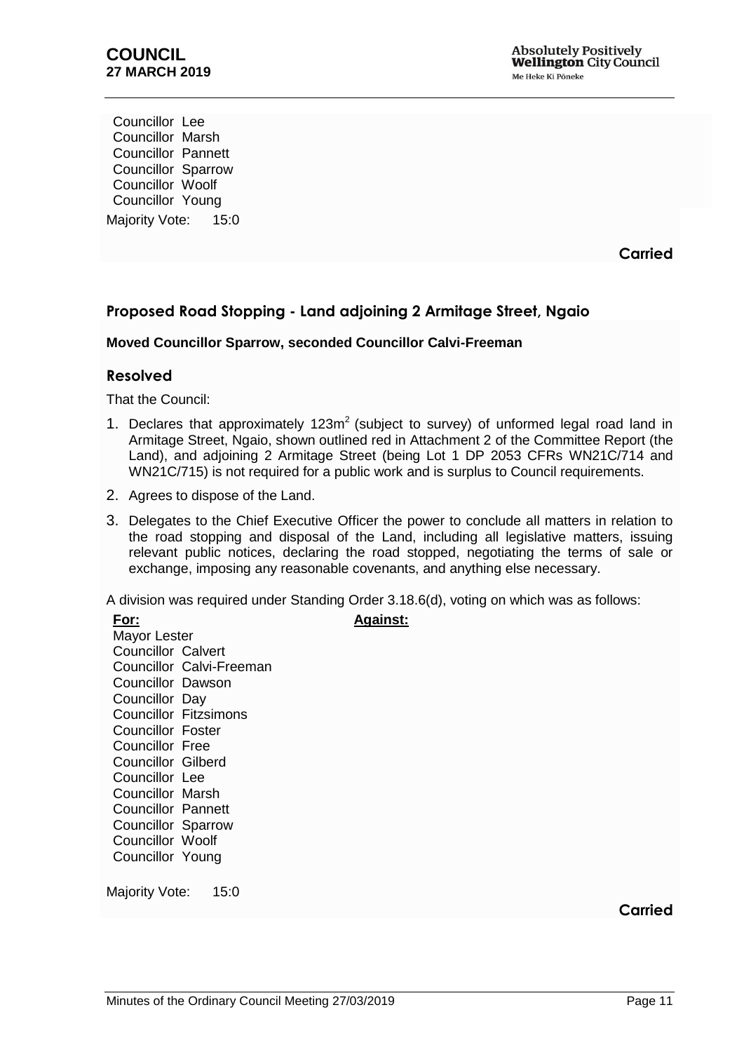Councillor Lee
Councillor Marsh
Councillor Pannett
Councillor Sparrow
Councillor Woolf
Councillor Young

Majority Vote: 15:0

**Carried**

## Proposed Road Stopping - Land adjoining 2 Armitage Street, Ngaio

**Moved Councillor Sparrow, seconded Councillor Calvi-Freeman**

### Resolved

That the Council:

1. Declares that approximately 123m$^2$ (subject to survey) of unformed legal road land in Armitage Street, Ngaio, shown outlined red in Attachment 2 of the Committee Report (the Land), and adjoining 2 Armitage Street (being Lot 1 DP 2053 CFRs WN21C/714 and WN21C/715) is not required for a public work and is surplus to Council requirements.
2. Agrees to dispose of the Land.
3. Delegates to the Chief Executive Officer the power to conclude all matters in relation to the road stopping and disposal of the Land, including all legislative matters, issuing relevant public notices, declaring the road stopped, negotiating the terms of sale or exchange, imposing any reasonable covenants, and anything else necessary.

A division was required under Standing Order 3.18.6(d), voting on which was as follows:

| **For:** | **Against:** |
| --- | --- |
| Mayor Lester | |
| Councillor Calvert | |
| Councillor Calvi-Freeman | |
| Councillor Dawson | |
| Councillor Day | |
| Councillor Fitzsimons | |
| Councillor Foster | |
| Councillor Free | |
| Councillor Gilberd | |
| Councillor Lee | |
| Councillor Marsh | |
| Councillor Pannett | |
| Councillor Sparrow | |
| Councillor Woolf | |
| Councillor Young | |

Majority Vote: 15:0

**Carried**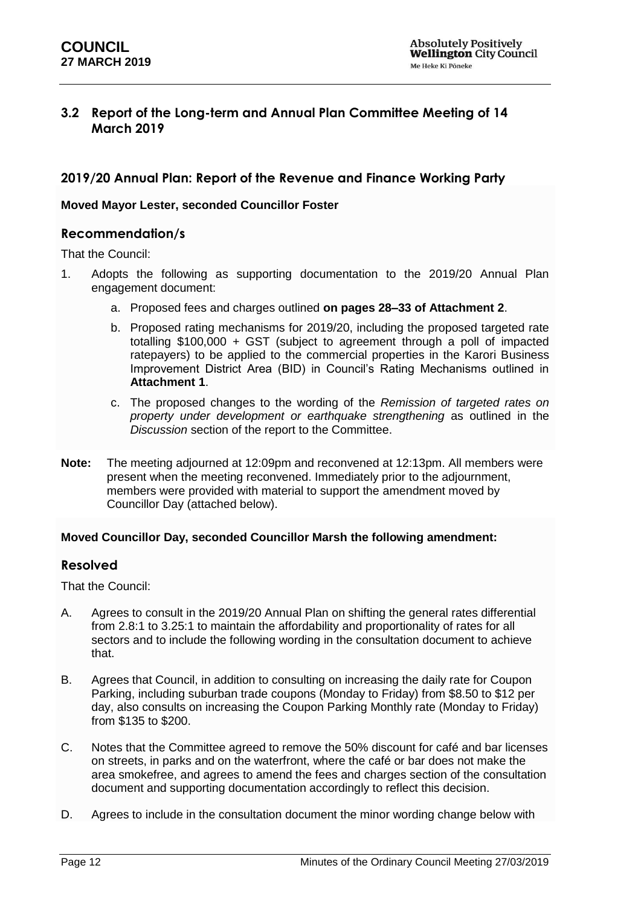## 3.2 Report of the Long-term and Annual Plan Committee Meeting of 14 March 2019

### 2019/20 Annual Plan: Report of the Revenue and Finance Working Party

**Moved Mayor Lester, seconded Councillor Foster**

### Recommendation/s

That the Council:

1. Adopts the following as supporting documentation to the 2019/20 Annual Plan engagement document:
   a. Proposed fees and charges outlined **on pages 28–33 of Attachment 2**.
   b. Proposed rating mechanisms for 2019/20, including the proposed targeted rate totalling $100,000 + GST (subject to agreement through a poll of impacted ratepayers) to be applied to the commercial properties in the Karori Business Improvement District Area (BID) in Council's Rating Mechanisms outlined in **Attachment 1**.
   c. The proposed changes to the wording of the *Remission of targeted rates on property under development or earthquake strengthening* as outlined in the *Discussion* section of the report to the Committee.

**Note:** The meeting adjourned at 12:09pm and reconvened at 12:13pm. All members were present when the meeting reconvened. Immediately prior to the adjournment, members were provided with material to support the amendment moved by Councillor Day (attached below).

**Moved Councillor Day, seconded Councillor Marsh the following amendment:**

### Resolved

That the Council:

A. Agrees to consult in the 2019/20 Annual Plan on shifting the general rates differential from 2.8:1 to 3.25:1 to maintain the affordability and proportionality of rates for all sectors and to include the following wording in the consultation document to achieve that.

B. Agrees that Council, in addition to consulting on increasing the daily rate for Coupon Parking, including suburban trade coupons (Monday to Friday) from $8.50 to $12 per day, also consults on increasing the Coupon Parking Monthly rate (Monday to Friday) from $135 to $200.

C. Notes that the Committee agreed to remove the 50% discount for café and bar licenses on streets, in parks and on the waterfront, where the café or bar does not make the area smokefree, and agrees to amend the fees and charges section of the consultation document and supporting documentation accordingly to reflect this decision.

D. Agrees to include in the consultation document the minor wording change below with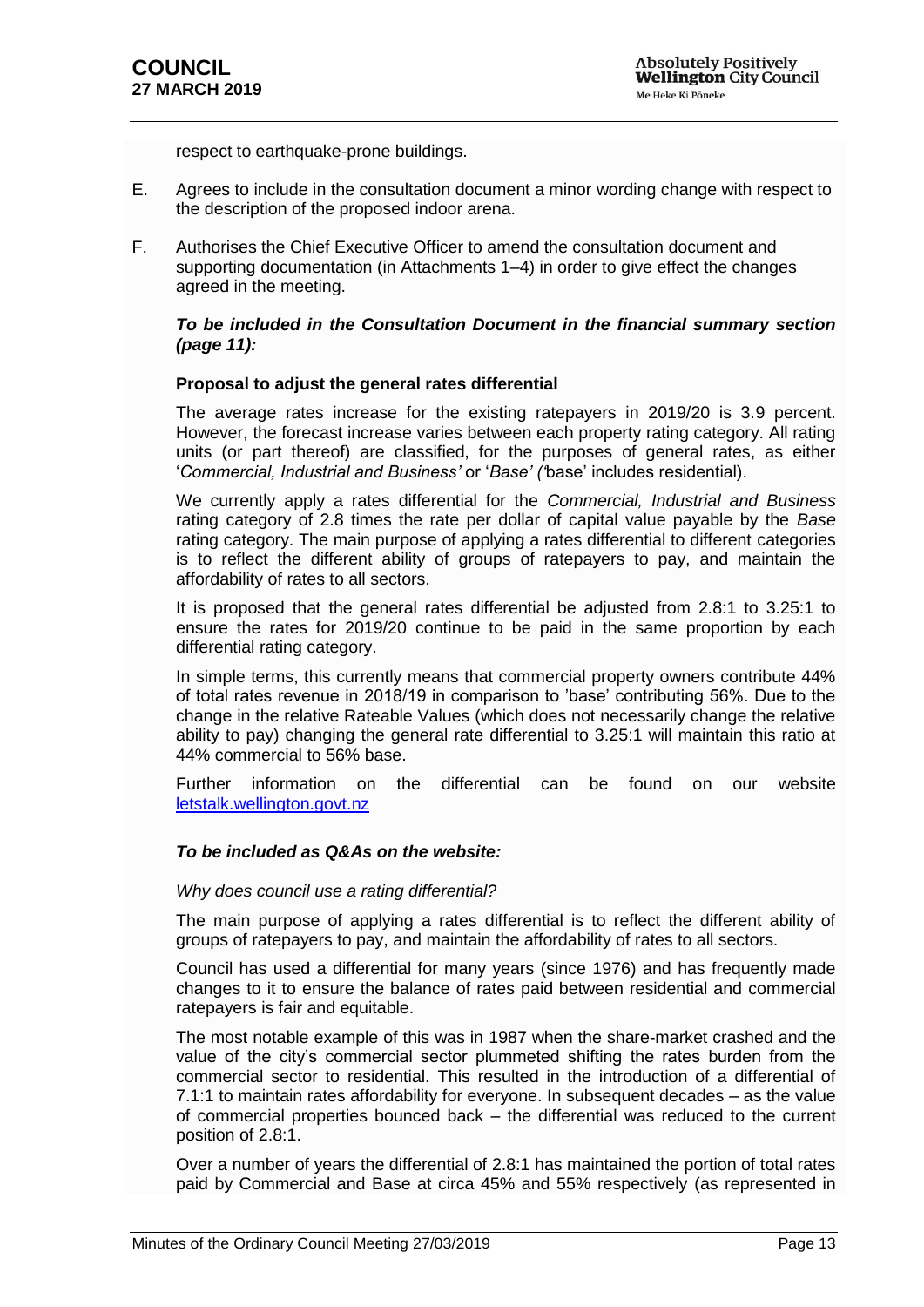respect to earthquake-prone buildings.

E. Agrees to include in the consultation document a minor wording change with respect to the description of the proposed indoor arena.

F. Authorises the Chief Executive Officer to amend the consultation document and supporting documentation (in Attachments 1–4) in order to give effect the changes agreed in the meeting.

***To be included in the Consultation Document in the financial summary section (page 11):***

**Proposal to adjust the general rates differential**

The average rates increase for the existing ratepayers in 2019/20 is 3.9 percent. However, the forecast increase varies between each property rating category. All rating units (or part thereof) are classified, for the purposes of general rates, as either '*Commercial, Industrial and Business'* or '*Base' ('*base' includes residential).

We currently apply a rates differential for the *Commercial, Industrial and Business* rating category of 2.8 times the rate per dollar of capital value payable by the *Base* rating category. The main purpose of applying a rates differential to different categories is to reflect the different ability of groups of ratepayers to pay, and maintain the affordability of rates to all sectors.

It is proposed that the general rates differential be adjusted from 2.8:1 to 3.25:1 to ensure the rates for 2019/20 continue to be paid in the same proportion by each differential rating category.

In simple terms, this currently means that commercial property owners contribute 44% of total rates revenue in 2018/19 in comparison to 'base' contributing 56%. Due to the change in the relative Rateable Values (which does not necessarily change the relative ability to pay) changing the general rate differential to 3.25:1 will maintain this ratio at 44% commercial to 56% base.

Further information on the differential can be found on our website [letstalk.wellington.govt.nz](letstalk.wellington.govt.nz)

***To be included as Q&As on the website:***

*Why does council use a rating differential?*

The main purpose of applying a rates differential is to reflect the different ability of groups of ratepayers to pay, and maintain the affordability of rates to all sectors.

Council has used a differential for many years (since 1976) and has frequently made changes to it to ensure the balance of rates paid between residential and commercial ratepayers is fair and equitable.

The most notable example of this was in 1987 when the share-market crashed and the value of the city's commercial sector plummeted shifting the rates burden from the commercial sector to residential. This resulted in the introduction of a differential of 7.1:1 to maintain rates affordability for everyone. In subsequent decades – as the value of commercial properties bounced back – the differential was reduced to the current position of 2.8:1.

Over a number of years the differential of 2.8:1 has maintained the portion of total rates paid by Commercial and Base at circa 45% and 55% respectively (as represented in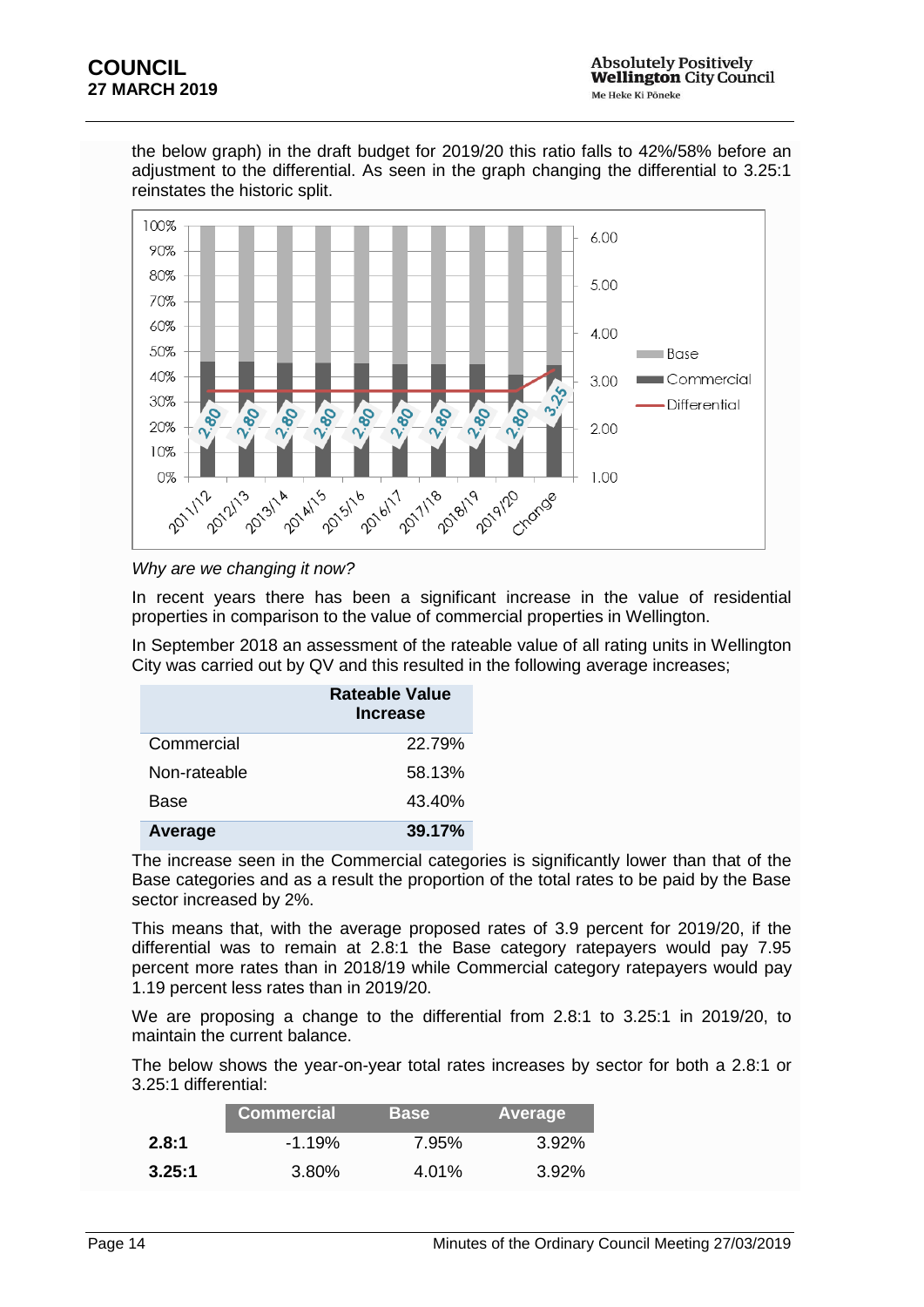the below graph) in the draft budget for 2019/20 this ratio falls to 42%/58% before an adjustment to the differential. As seen in the graph changing the differential to 3.25:1 reinstates the historic split.

*Why are we changing it now?*

In recent years there has been a significant increase in the value of residential properties in comparison to the value of commercial properties in Wellington.

In September 2018 an assessment of the rateable value of all rating units in Wellington City was carried out by QV and this resulted in the following average increases;

| | Rateable Value Increase |
|---|---|
| Commercial | 22.79% |
| Non-rateable | 58.13% |
| Base | 43.40% |
| **Average** | **39.17%** |

The increase seen in the Commercial categories is significantly lower than that of the Base categories and as a result the proportion of the total rates to be paid by the Base sector increased by 2%.

This means that, with the average proposed rates of 3.9 percent for 2019/20, if the differential was to remain at 2.8:1 the Base category ratepayers would pay 7.95 percent more rates than in 2018/19 while Commercial category ratepayers would pay 1.19 percent less rates than in 2019/20.

We are proposing a change to the differential from 2.8:1 to 3.25:1 in 2019/20, to maintain the current balance.

The below shows the year-on-year total rates increases by sector for both a 2.8:1 or 3.25:1 differential:

| | Commercial | Base | Average |
|---|---|---|---|
| **2.8:1** | -1.19% | 7.95% | 3.92% |
| **3.25:1** | 3.80% | 4.01% | 3.92% |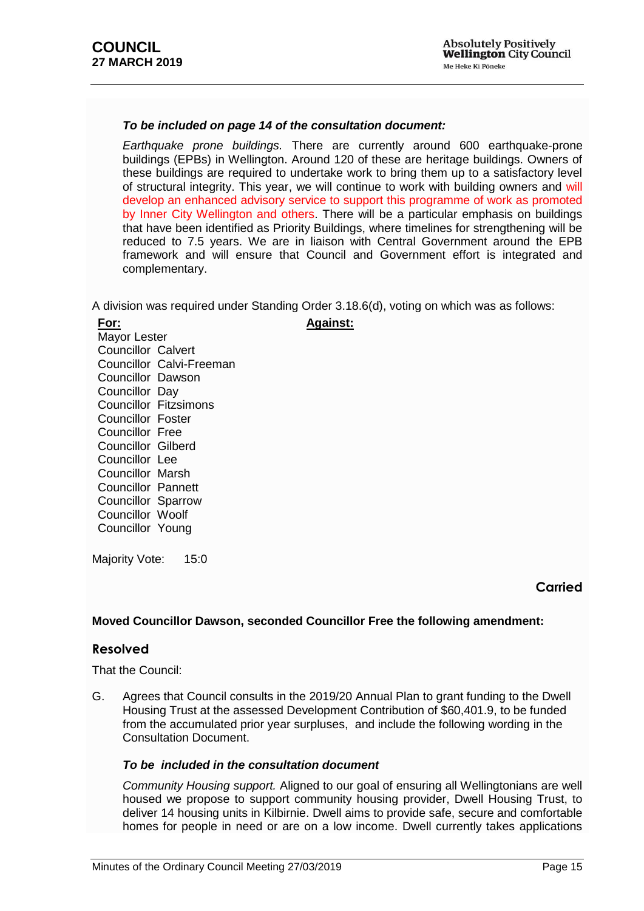***To be included on page 14 of the consultation document:***

*Earthquake prone buildings.* There are currently around 600 earthquake-prone buildings (EPBs) in Wellington. Around 120 of these are heritage buildings. Owners of these buildings are required to undertake work to bring them up to a satisfactory level of structural integrity. This year, we will continue to work with building owners and will develop an enhanced advisory service to support this programme of work as promoted by Inner City Wellington and others. There will be a particular emphasis on buildings that have been identified as Priority Buildings, where timelines for strengthening will be reduced to 7.5 years. We are in liaison with Central Government around the EPB framework and will ensure that Council and Government effort is integrated and complementary.

A division was required under Standing Order 3.18.6(d), voting on which was as follows:

| **For:** | **Against:** |
|---|---|
| Mayor Lester | |
| Councillor Calvert | |
| Councillor Calvi-Freeman | |
| Councillor Dawson | |
| Councillor Day | |
| Councillor Fitzsimons | |
| Councillor Foster | |
| Councillor Free | |
| Councillor Gilberd | |
| Councillor Lee | |
| Councillor Marsh | |
| Councillor Pannett | |
| Councillor Sparrow | |
| Councillor Woolf | |
| Councillor Young | |

Majority Vote: 15:0

**Carried**

**Moved Councillor Dawson, seconded Councillor Free the following amendment:**

## Resolved

That the Council:

G. Agrees that Council consults in the 2019/20 Annual Plan to grant funding to the Dwell Housing Trust at the assessed Development Contribution of $60,401.9, to be funded from the accumulated prior year surpluses, and include the following wording in the Consultation Document.

***To be included in the consultation document***

*Community Housing support.* Aligned to our goal of ensuring all Wellingtonians are well housed we propose to support community housing provider, Dwell Housing Trust, to deliver 14 housing units in Kilbirnie. Dwell aims to provide safe, secure and comfortable homes for people in need or are on a low income. Dwell currently takes applications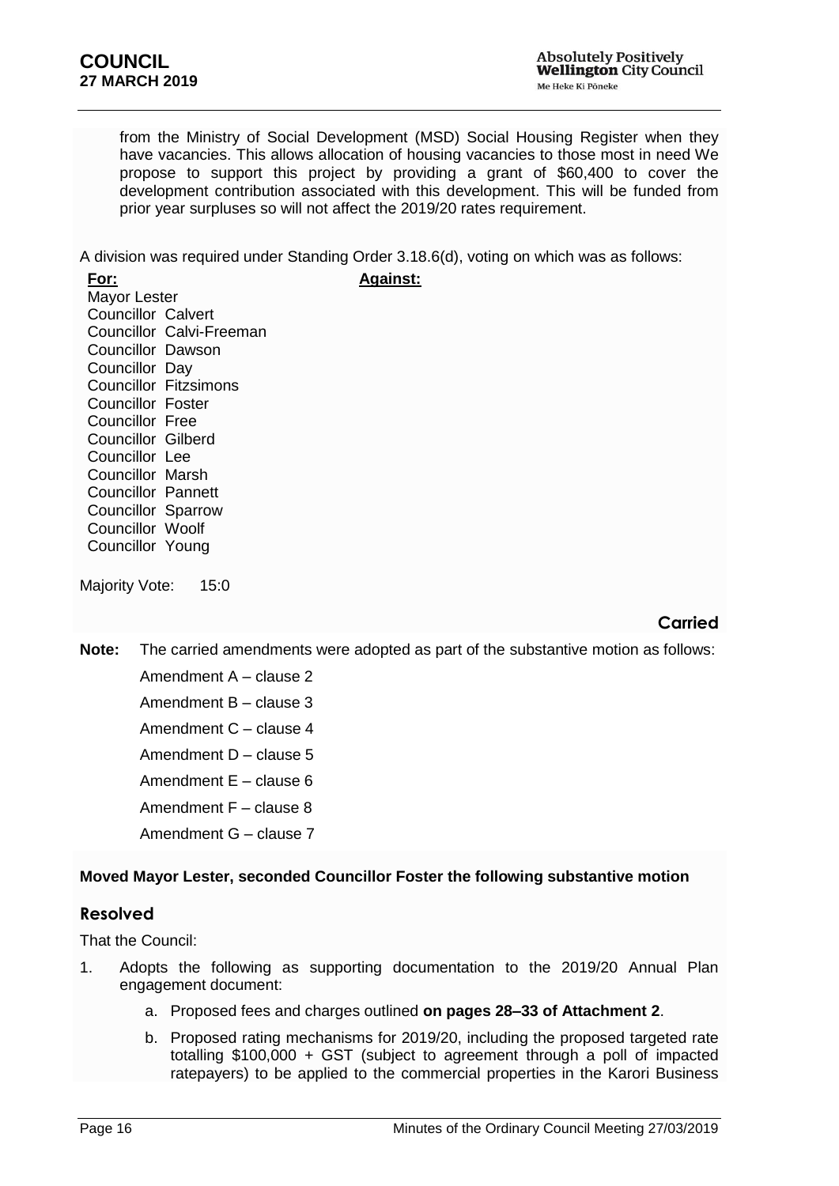from the Ministry of Social Development (MSD) Social Housing Register when they have vacancies. This allows allocation of housing vacancies to those most in need We propose to support this project by providing a grant of $60,400 to cover the development contribution associated with this development. This will be funded from prior year surpluses so will not affect the 2019/20 rates requirement.

A division was required under Standing Order 3.18.6(d), voting on which was as follows:

| **For:** | **Against:** |
|---|---|
| Mayor Lester | |
| Councillor Calvert | |
| Councillor Calvi-Freeman | |
| Councillor Dawson | |
| Councillor Day | |
| Councillor Fitzsimons | |
| Councillor Foster | |
| Councillor Free | |
| Councillor Gilberd | |
| Councillor Lee | |
| Councillor Marsh | |
| Councillor Pannett | |
| Councillor Sparrow | |
| Councillor Woolf | |
| Councillor Young | |

Majority Vote: 15:0

**Carried**

**Note:** The carried amendments were adopted as part of the substantive motion as follows:

Amendment A – clause 2

Amendment B – clause 3

Amendment C – clause 4

Amendment D – clause 5

Amendment E – clause 6

Amendment F – clause 8

Amendment G – clause 7

**Moved Mayor Lester, seconded Councillor Foster the following substantive motion**

## Resolved

That the Council:

1. Adopts the following as supporting documentation to the 2019/20 Annual Plan engagement document:
   a. Proposed fees and charges outlined **on pages 28–33 of Attachment 2**.
   b. Proposed rating mechanisms for 2019/20, including the proposed targeted rate totalling $100,000 + GST (subject to agreement through a poll of impacted ratepayers) to be applied to the commercial properties in the Karori Business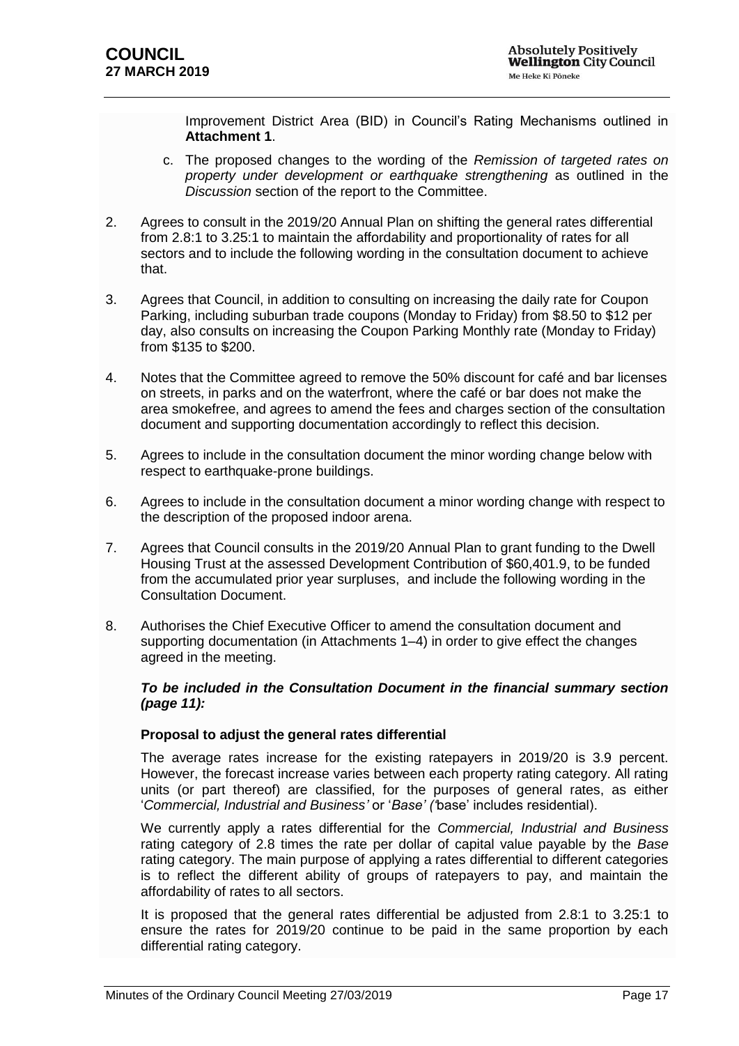Improvement District Area (BID) in Council's Rating Mechanisms outlined in **Attachment 1**.

c. The proposed changes to the wording of the *Remission of targeted rates on property under development or earthquake strengthening* as outlined in the *Discussion* section of the report to the Committee.

2. Agrees to consult in the 2019/20 Annual Plan on shifting the general rates differential from 2.8:1 to 3.25:1 to maintain the affordability and proportionality of rates for all sectors and to include the following wording in the consultation document to achieve that.

3. Agrees that Council, in addition to consulting on increasing the daily rate for Coupon Parking, including suburban trade coupons (Monday to Friday) from $8.50 to $12 per day, also consults on increasing the Coupon Parking Monthly rate (Monday to Friday) from $135 to $200.

4. Notes that the Committee agreed to remove the 50% discount for café and bar licenses on streets, in parks and on the waterfront, where the café or bar does not make the area smokefree, and agrees to amend the fees and charges section of the consultation document and supporting documentation accordingly to reflect this decision.

5. Agrees to include in the consultation document the minor wording change below with respect to earthquake-prone buildings.

6. Agrees to include in the consultation document a minor wording change with respect to the description of the proposed indoor arena.

7. Agrees that Council consults in the 2019/20 Annual Plan to grant funding to the Dwell Housing Trust at the assessed Development Contribution of $60,401.9, to be funded from the accumulated prior year surpluses, and include the following wording in the Consultation Document.

8. Authorises the Chief Executive Officer to amend the consultation document and supporting documentation (in Attachments 1–4) in order to give effect the changes agreed in the meeting.

***To be included in the Consultation Document in the financial summary section (page 11):***

**Proposal to adjust the general rates differential**

The average rates increase for the existing ratepayers in 2019/20 is 3.9 percent. However, the forecast increase varies between each property rating category. All rating units (or part thereof) are classified, for the purposes of general rates, as either '*Commercial, Industrial and Business'* or '*Base' ('*base' includes residential).

We currently apply a rates differential for the *Commercial, Industrial and Business* rating category of 2.8 times the rate per dollar of capital value payable by the *Base* rating category. The main purpose of applying a rates differential to different categories is to reflect the different ability of groups of ratepayers to pay, and maintain the affordability of rates to all sectors.

It is proposed that the general rates differential be adjusted from 2.8:1 to 3.25:1 to ensure the rates for 2019/20 continue to be paid in the same proportion by each differential rating category.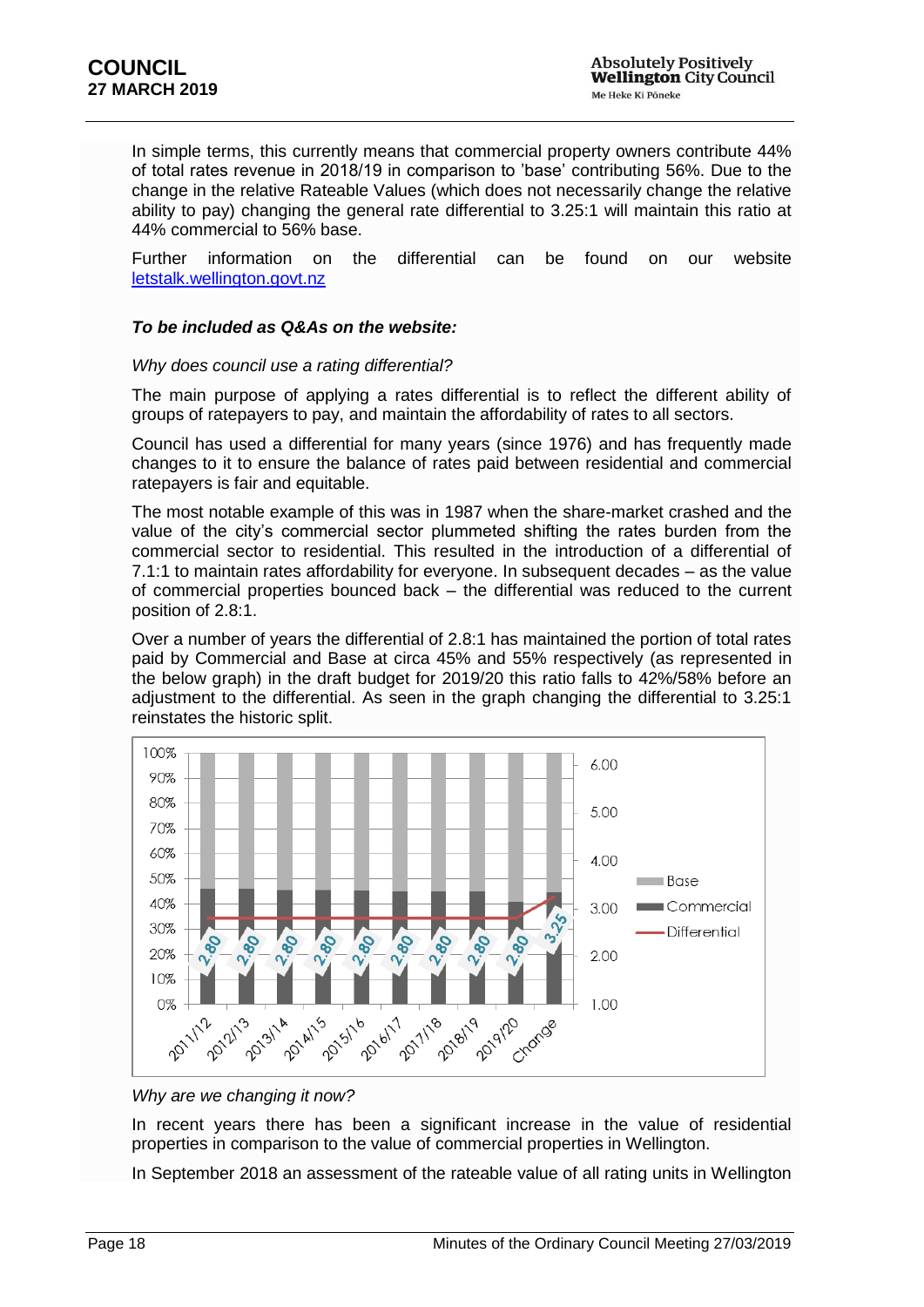In simple terms, this currently means that commercial property owners contribute 44% of total rates revenue in 2018/19 in comparison to 'base' contributing 56%. Due to the change in the relative Rateable Values (which does not necessarily change the relative ability to pay) changing the general rate differential to 3.25:1 will maintain this ratio at 44% commercial to 56% base.

Further information on the differential can be found on our website [letstalk.wellington.govt.nz](letstalk.wellington.govt.nz)

***To be included as Q&As on the website:***

*Why does council use a rating differential?*

The main purpose of applying a rates differential is to reflect the different ability of groups of ratepayers to pay, and maintain the affordability of rates to all sectors.

Council has used a differential for many years (since 1976) and has frequently made changes to it to ensure the balance of rates paid between residential and commercial ratepayers is fair and equitable.

The most notable example of this was in 1987 when the share-market crashed and the value of the city's commercial sector plummeted shifting the rates burden from the commercial sector to residential. This resulted in the introduction of a differential of 7.1:1 to maintain rates affordability for everyone. In subsequent decades – as the value of commercial properties bounced back – the differential was reduced to the current position of 2.8:1.

Over a number of years the differential of 2.8:1 has maintained the portion of total rates paid by Commercial and Base at circa 45% and 55% respectively (as represented in the below graph) in the draft budget for 2019/20 this ratio falls to 42%/58% before an adjustment to the differential. As seen in the graph changing the differential to 3.25:1 reinstates the historic split.

*Why are we changing it now?*

In recent years there has been a significant increase in the value of residential properties in comparison to the value of commercial properties in Wellington.

In September 2018 an assessment of the rateable value of all rating units in Wellington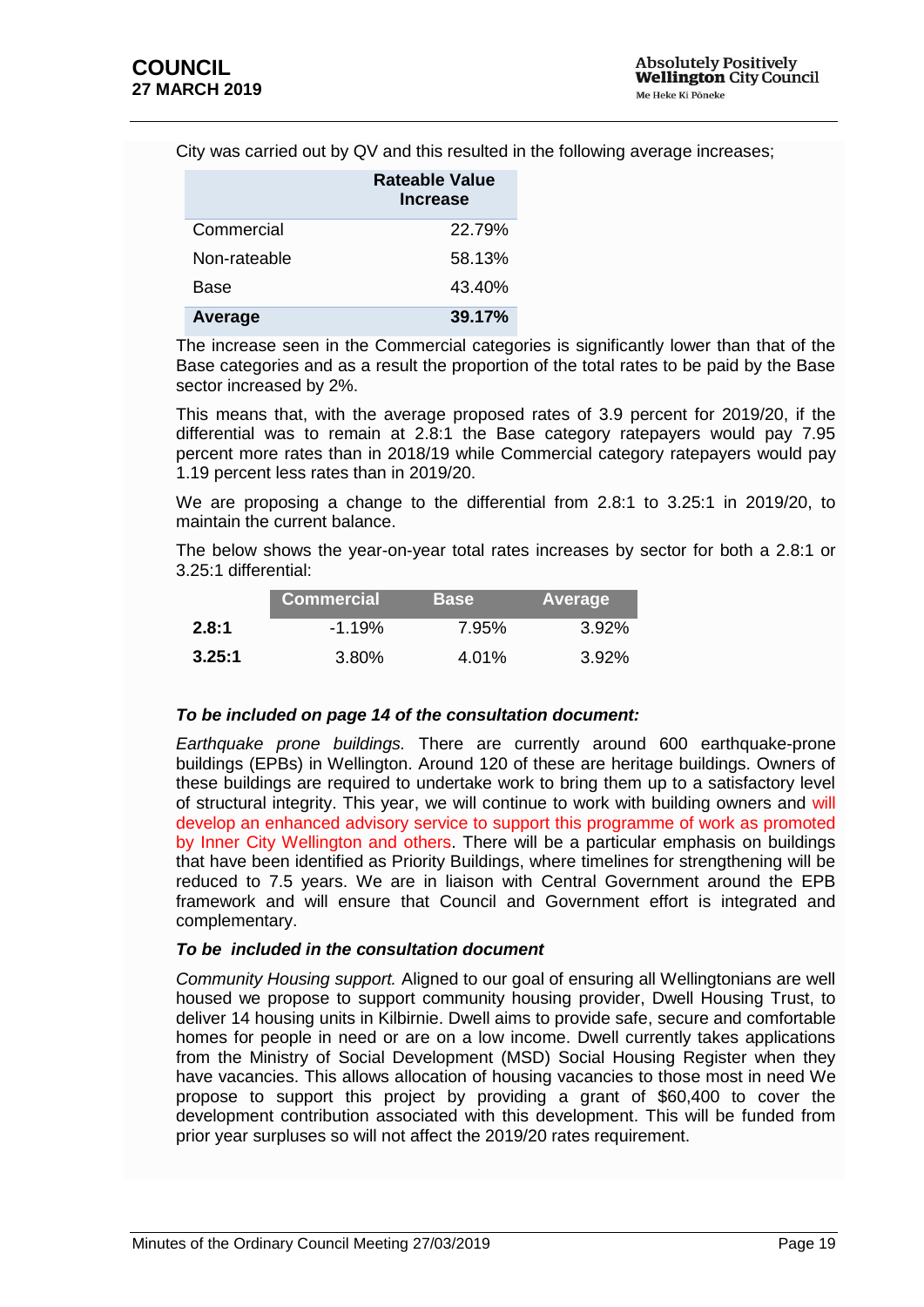City was carried out by QV and this resulted in the following average increases;

| | Rateable Value Increase |
|---|---|
| Commercial | 22.79% |
| Non-rateable | 58.13% |
| Base | 43.40% |
| **Average** | **39.17%** |

The increase seen in the Commercial categories is significantly lower than that of the Base categories and as a result the proportion of the total rates to be paid by the Base sector increased by 2%.

This means that, with the average proposed rates of 3.9 percent for 2019/20, if the differential was to remain at 2.8:1 the Base category ratepayers would pay 7.95 percent more rates than in 2018/19 while Commercial category ratepayers would pay 1.19 percent less rates than in 2019/20.

We are proposing a change to the differential from 2.8:1 to 3.25:1 in 2019/20, to maintain the current balance.

The below shows the year-on-year total rates increases by sector for both a 2.8:1 or 3.25:1 differential:

| | Commercial | Base | Average |
|---|---|---|---|
| **2.8:1** | -1.19% | 7.95% | 3.92% |
| **3.25:1** | 3.80% | 4.01% | 3.92% |

***To be included on page 14 of the consultation document:***

*Earthquake prone buildings.* There are currently around 600 earthquake-prone buildings (EPBs) in Wellington. Around 120 of these are heritage buildings. Owners of these buildings are required to undertake work to bring them up to a satisfactory level of structural integrity. This year, we will continue to work with building owners and will develop an enhanced advisory service to support this programme of work as promoted by Inner City Wellington and others. There will be a particular emphasis on buildings that have been identified as Priority Buildings, where timelines for strengthening will be reduced to 7.5 years. We are in liaison with Central Government around the EPB framework and will ensure that Council and Government effort is integrated and complementary.

***To be included in the consultation document***

*Community Housing support.* Aligned to our goal of ensuring all Wellingtonians are well housed we propose to support community housing provider, Dwell Housing Trust, to deliver 14 housing units in Kilbirnie. Dwell aims to provide safe, secure and comfortable homes for people in need or are on a low income. Dwell currently takes applications from the Ministry of Social Development (MSD) Social Housing Register when they have vacancies. This allows allocation of housing vacancies to those most in need We propose to support this project by providing a grant of $60,400 to cover the development contribution associated with this development. This will be funded from prior year surpluses so will not affect the 2019/20 rates requirement.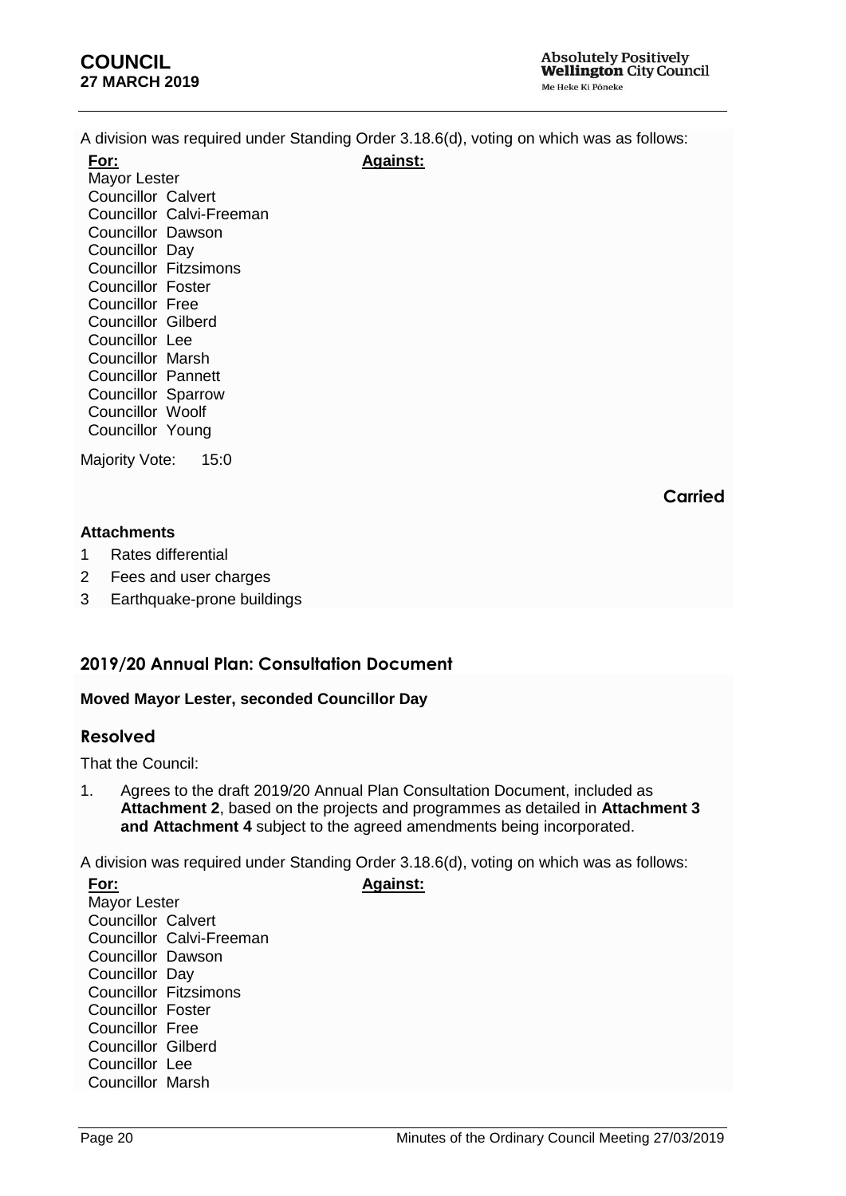A division was required under Standing Order 3.18.6(d), voting on which was as follows:

| **For:** | **Against:** |
|---|---|
| Mayor Lester | |
| Councillor Calvert | |
| Councillor Calvi-Freeman | |
| Councillor Dawson | |
| Councillor Day | |
| Councillor Fitzsimons | |
| Councillor Foster | |
| Councillor Free | |
| Councillor Gilberd | |
| Councillor Lee | |
| Councillor Marsh | |
| Councillor Pannett | |
| Councillor Sparrow | |
| Councillor Woolf | |
| Councillor Young | |

Majority Vote: 15:0

**Carried**

**Attachments**

1 Rates differential
2 Fees and user charges
3 Earthquake-prone buildings

## 2019/20 Annual Plan: Consultation Document

**Moved Mayor Lester, seconded Councillor Day**

### Resolved

That the Council:

1. Agrees to the draft 2019/20 Annual Plan Consultation Document, included as **Attachment 2**, based on the projects and programmes as detailed in **Attachment 3 and Attachment 4** subject to the agreed amendments being incorporated.

A division was required under Standing Order 3.18.6(d), voting on which was as follows:

| **For:** | **Against:** |
|---|---|
| Mayor Lester | |
| Councillor Calvert | |
| Councillor Calvi-Freeman | |
| Councillor Dawson | |
| Councillor Day | |
| Councillor Fitzsimons | |
| Councillor Foster | |
| Councillor Free | |
| Councillor Gilberd | |
| Councillor Lee | |
| Councillor Marsh | |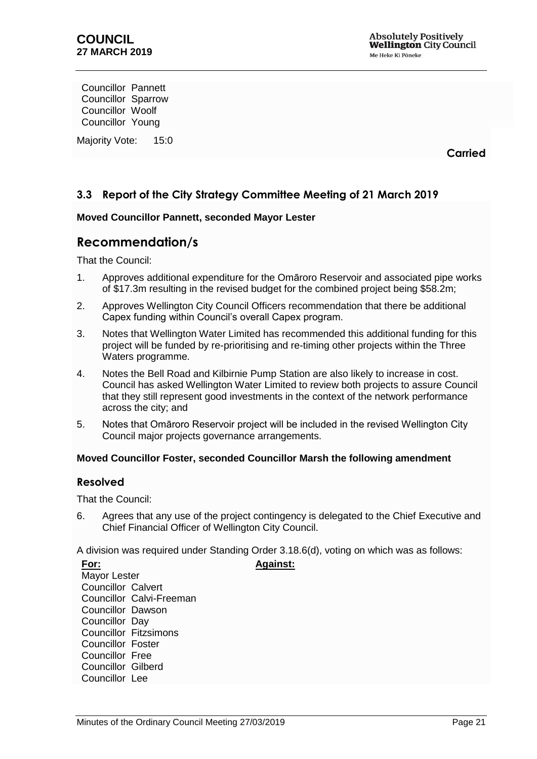Councillor Pannett
Councillor Sparrow
Councillor Woolf
Councillor Young

Majority Vote: 15:0

**Carried**

### 3.3 Report of the City Strategy Committee Meeting of 21 March 2019

**Moved Councillor Pannett, seconded Mayor Lester**

## Recommendation/s

That the Council:

1. Approves additional expenditure for the Omāroro Reservoir and associated pipe works of $17.3m resulting in the revised budget for the combined project being $58.2m;
2. Approves Wellington City Council Officers recommendation that there be additional Capex funding within Council's overall Capex program.
3. Notes that Wellington Water Limited has recommended this additional funding for this project will be funded by re-prioritising and re-timing other projects within the Three Waters programme.
4. Notes the Bell Road and Kilbirnie Pump Station are also likely to increase in cost. Council has asked Wellington Water Limited to review both projects to assure Council that they still represent good investments in the context of the network performance across the city; and
5. Notes that Omāroro Reservoir project will be included in the revised Wellington City Council major projects governance arrangements.

**Moved Councillor Foster, seconded Councillor Marsh the following amendment**

### Resolved

That the Council:

6. Agrees that any use of the project contingency is delegated to the Chief Executive and Chief Financial Officer of Wellington City Council.

A division was required under Standing Order 3.18.6(d), voting on which was as follows:

| **For:** | **Against:** |
|---|---|
| Mayor Lester | |
| Councillor Calvert | |
| Councillor Calvi-Freeman | |
| Councillor Dawson | |
| Councillor Day | |
| Councillor Fitzsimons | |
| Councillor Foster | |
| Councillor Free | |
| Councillor Gilberd | |
| Councillor Lee | |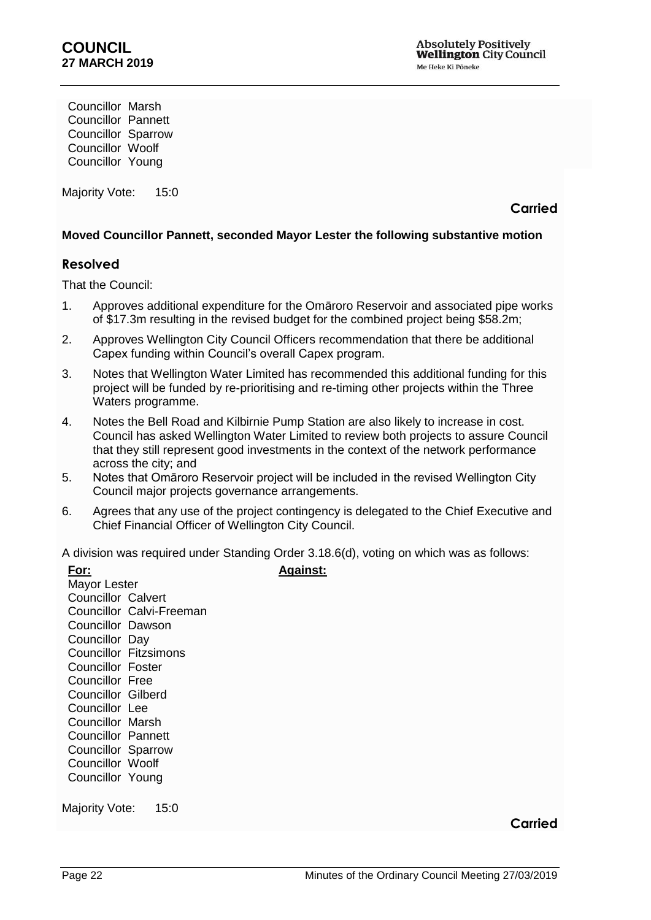Councillor Marsh
Councillor Pannett
Councillor Sparrow
Councillor Woolf
Councillor Young

Majority Vote: 15:0

**Carried**

**Moved Councillor Pannett, seconded Mayor Lester the following substantive motion**

## Resolved

That the Council:

1. Approves additional expenditure for the Omāroro Reservoir and associated pipe works of $17.3m resulting in the revised budget for the combined project being $58.2m;
2. Approves Wellington City Council Officers recommendation that there be additional Capex funding within Council's overall Capex program.
3. Notes that Wellington Water Limited has recommended this additional funding for this project will be funded by re-prioritising and re-timing other projects within the Three Waters programme.
4. Notes the Bell Road and Kilbirnie Pump Station are also likely to increase in cost. Council has asked Wellington Water Limited to review both projects to assure Council that they still represent good investments in the context of the network performance across the city; and
5. Notes that Omāroro Reservoir project will be included in the revised Wellington City Council major projects governance arrangements.
6. Agrees that any use of the project contingency is delegated to the Chief Executive and Chief Financial Officer of Wellington City Council.

A division was required under Standing Order 3.18.6(d), voting on which was as follows:

| **For:** | **Against:** |
|---|---|
| Mayor Lester | |
| Councillor Calvert | |
| Councillor Calvi-Freeman | |
| Councillor Dawson | |
| Councillor Day | |
| Councillor Fitzsimons | |
| Councillor Foster | |
| Councillor Free | |
| Councillor Gilberd | |
| Councillor Lee | |
| Councillor Marsh | |
| Councillor Pannett | |
| Councillor Sparrow | |
| Councillor Woolf | |
| Councillor Young | |

Majority Vote: 15:0

**Carried**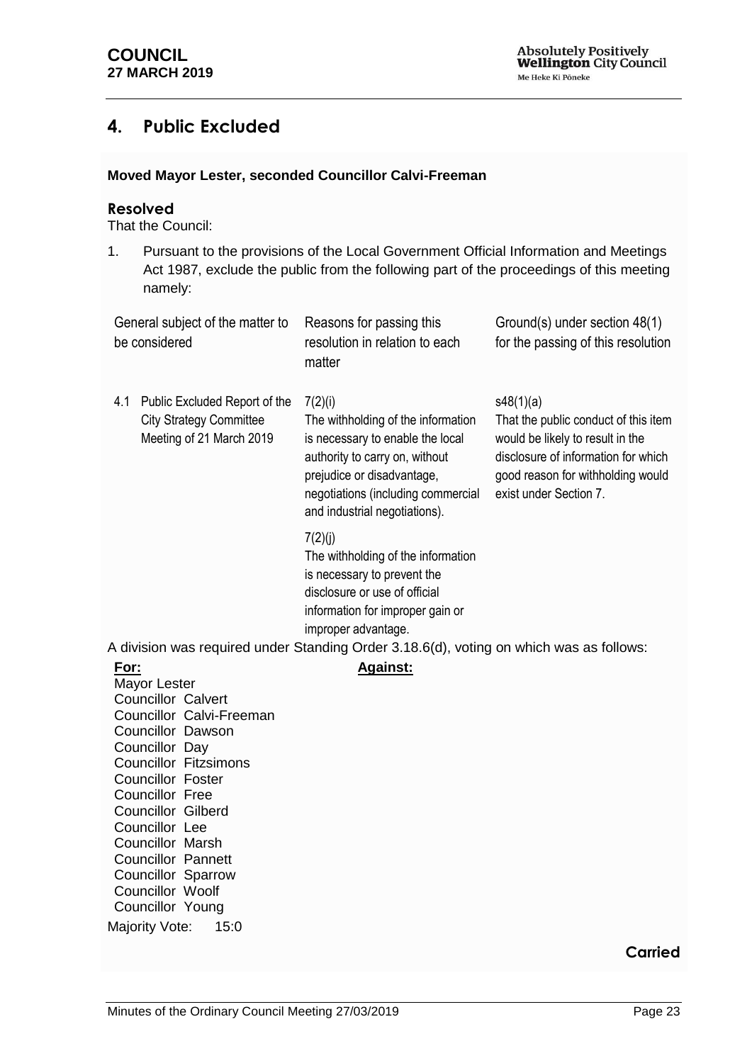## 4. Public Excluded

**Moved Mayor Lester, seconded Councillor Calvi-Freeman**

### Resolved

That the Council:

1. Pursuant to the provisions of the Local Government Official Information and Meetings Act 1987, exclude the public from the following part of the proceedings of this meeting namely:

| General subject of the matter to be considered | Reasons for passing this resolution in relation to each matter | Ground(s) under section 48(1) for the passing of this resolution |
|---|---|---|
| 4.1 Public Excluded Report of the City Strategy Committee Meeting of 21 March 2019 | 7(2)(i)<br>The withholding of the information is necessary to enable the local authority to carry on, without prejudice or disadvantage, negotiations (including commercial and industrial negotiations).<br><br>7(2)(j)<br>The withholding of the information is necessary to prevent the disclosure or use of official information for improper gain or improper advantage. | s48(1)(a)<br>That the public conduct of this item would be likely to result in the disclosure of information for which good reason for withholding would exist under Section 7. |

A division was required under Standing Order 3.18.6(d), voting on which was as follows:

| **For:** | **Against:** |
|---|---|
| Mayor Lester | |
| Councillor Calvert | |
| Councillor Calvi-Freeman | |
| Councillor Dawson | |
| Councillor Day | |
| Councillor Fitzsimons | |
| Councillor Foster | |
| Councillor Free | |
| Councillor Gilberd | |
| Councillor Lee | |
| Councillor Marsh | |
| Councillor Pannett | |
| Councillor Sparrow | |
| Councillor Woolf | |
| Councillor Young | |

Majority Vote: 15:0

**Carried**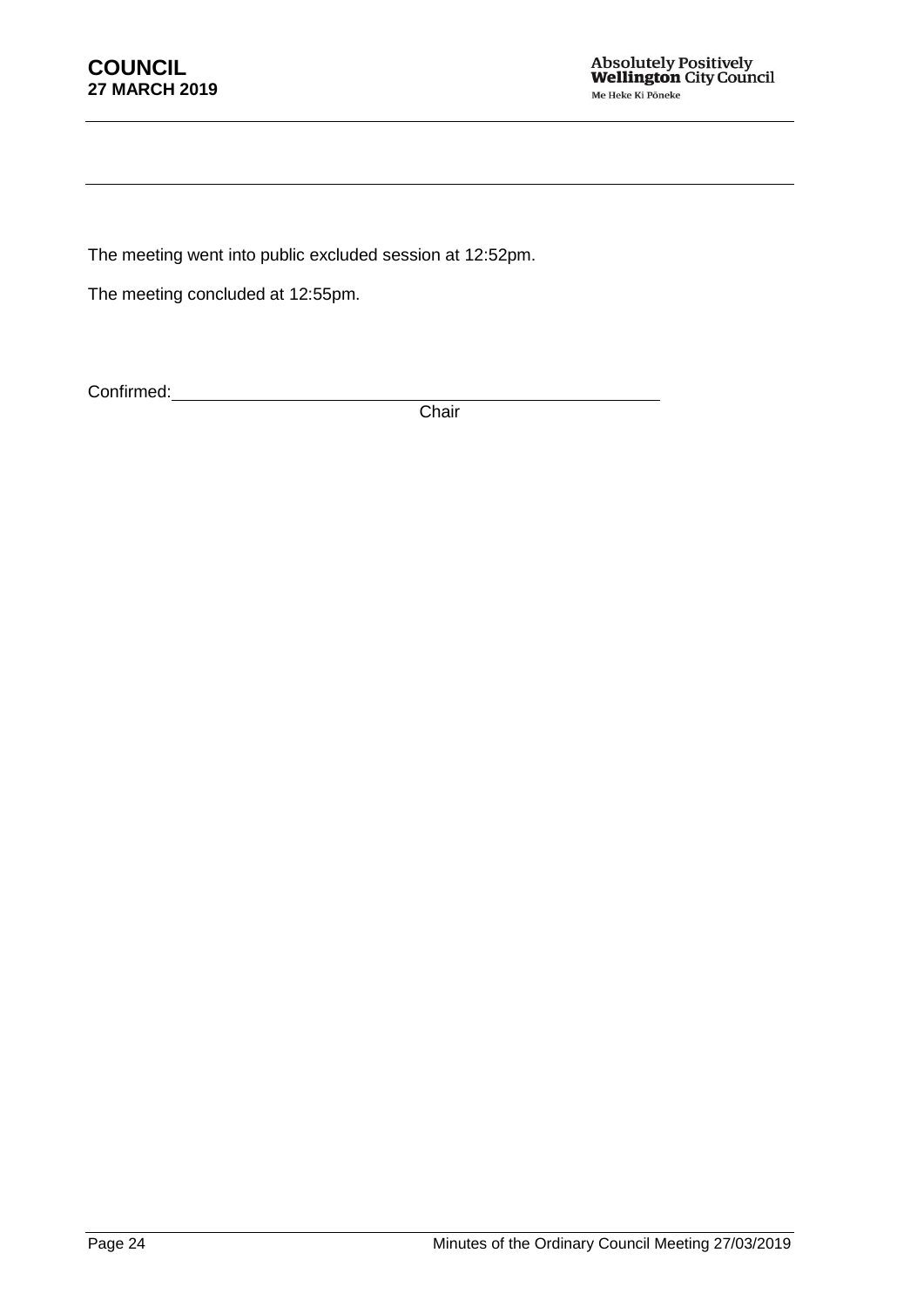The meeting went into public excluded session at 12:52pm.

The meeting concluded at 12:55pm.

Confirmed: ______________________________________________

Chair